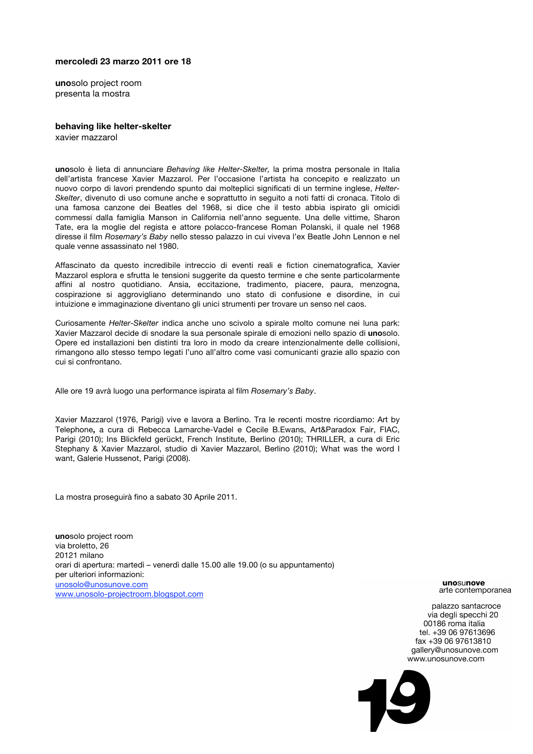**mercoledì 23 marzo 2011 ore 18**

**uno**solo project room
presenta la mostra

**behaving like helter-skelter**
xavier mazzarol

**uno**solo è lieta di annunciare *Behaving like Helter-Skelter,* la prima mostra personale in Italia dell'artista francese Xavier Mazzarol. Per l'occasione l'artista ha concepito e realizzato un nuovo corpo di lavori prendendo spunto dai molteplici significati di un termine inglese, *Helter-Skelter*, divenuto di uso comune anche e soprattutto in seguito a noti fatti di cronaca. Titolo di una famosa canzone dei Beatles del 1968, si dice che il testo abbia ispirato gli omicidi commessi dalla famiglia Manson in California nell'anno seguente. Una delle vittime, Sharon Tate, era la moglie del regista e attore polacco-francese Roman Polanski, il quale nel 1968 diresse il film *Rosemary's Baby* nello stesso palazzo in cui viveva l'ex Beatle John Lennon e nel quale venne assassinato nel 1980.

Affascinato da questo incredibile intreccio di eventi reali e fiction cinematografica, Xavier Mazzarol esplora e sfrutta le tensioni suggerite da questo termine e che sente particolarmente affini al nostro quotidiano. Ansia, eccitazione, tradimento, piacere, paura, menzogna, cospirazione si aggrovigliano determinando uno stato di confusione e disordine, in cui intuizione e immaginazione diventano gli unici strumenti per trovare un senso nel caos.

Curiosamente *Helter-Skelter* indica anche uno scivolo a spirale molto comune nei luna park: Xavier Mazzarol decide di snodare la sua personale spirale di emozioni nello spazio di **uno**solo. Opere ed installazioni ben distinti tra loro in modo da creare intenzionalmente delle collisioni, rimangono allo stesso tempo legati l'uno all'altro come vasi comunicanti grazie allo spazio con cui si confrontano.

Alle ore 19 avrà luogo una performance ispirata al film *Rosemary's Baby*.

Xavier Mazzarol (1976, Parigi) vive e lavora a Berlino. Tra le recenti mostre ricordiamo: Art by Telephone**,** a cura di Rebecca Lamarche-Vadel e Cecile B.Ewans, Art&Paradox Fair, FIAC, Parigi (2010); Ins Blickfeld gerückt, French Institute, Berlino (2010); THRILLER, a cura di Eric Stephany & Xavier Mazzarol, studio di Xavier Mazzarol, Berlino (2010); What was the word I want, Galerie Hussenot, Parigi (2008).

La mostra proseguirà fino a sabato 30 Aprile 2011.

**uno**solo project room
via broletto, 26
20121 milano
orari di apertura: martedì – venerdì dalle 15.00 alle 19.00 (o su appuntamento)
per ulteriori informazioni:
unosolo@unosunove.com
www.unosolo-projectroom.blogspot.com

**uno**su**nove**
arte contemporanea

palazzo santacroce
via degli specchi 20
00186 roma italia
tel. +39 06 97613696
fax +39 06 97613810
gallery@unosunove.com
www.unosunove.com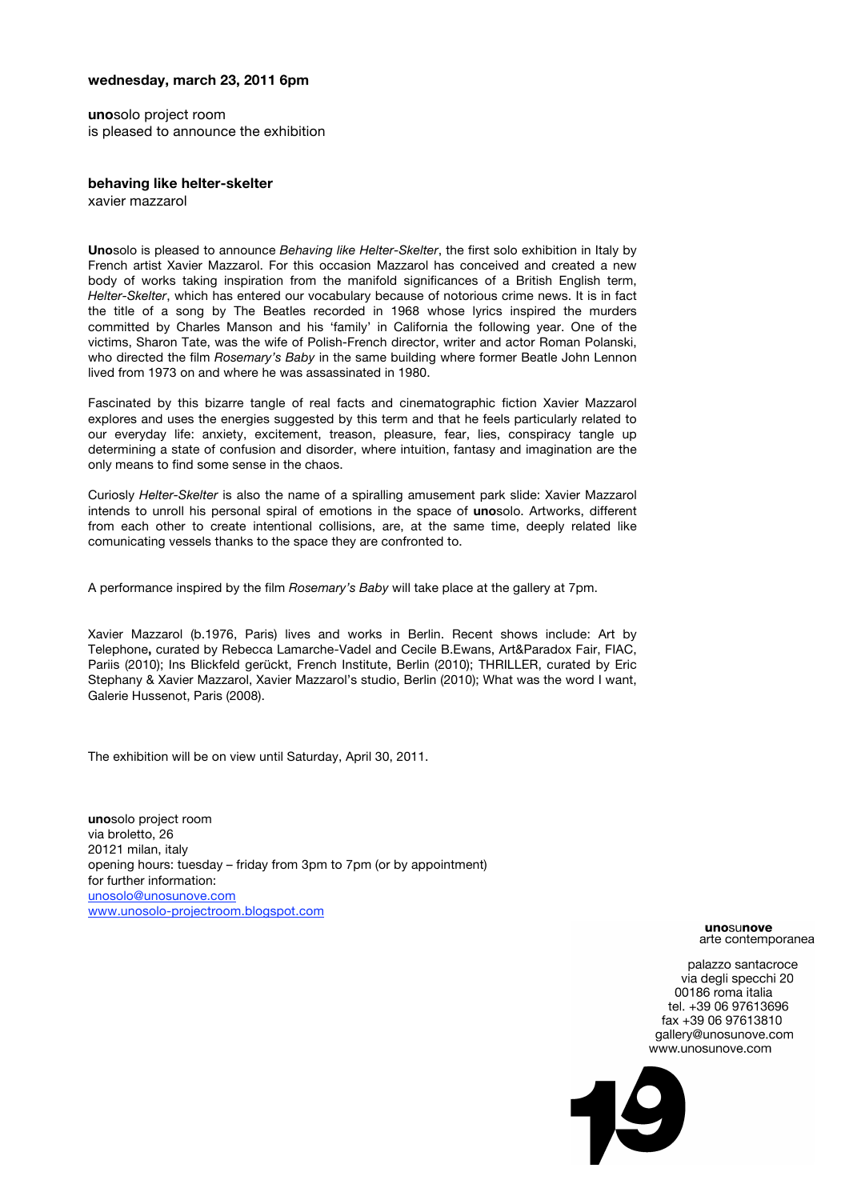**wednesday, march 23, 2011 6pm**

**uno**solo project room
is pleased to announce the exhibition

**behaving like helter-skelter**
xavier mazzarol

**Uno**solo is pleased to announce *Behaving like Helter-Skelter*, the first solo exhibition in Italy by French artist Xavier Mazzarol. For this occasion Mazzarol has conceived and created a new body of works taking inspiration from the manifold significances of a British English term, *Helter-Skelter*, which has entered our vocabulary because of notorious crime news. It is in fact the title of a song by The Beatles recorded in 1968 whose lyrics inspired the murders committed by Charles Manson and his 'family' in California the following year. One of the victims, Sharon Tate, was the wife of Polish-French director, writer and actor Roman Polanski, who directed the film *Rosemary's Baby* in the same building where former Beatle John Lennon lived from 1973 on and where he was assassinated in 1980.

Fascinated by this bizarre tangle of real facts and cinematographic fiction Xavier Mazzarol explores and uses the energies suggested by this term and that he feels particularly related to our everyday life: anxiety, excitement, treason, pleasure, fear, lies, conspiracy tangle up determining a state of confusion and disorder, where intuition, fantasy and imagination are the only means to find some sense in the chaos.

Curiosly *Helter-Skelter* is also the name of a spiralling amusement park slide: Xavier Mazzarol intends to unroll his personal spiral of emotions in the space of **uno**solo. Artworks, different from each other to create intentional collisions, are, at the same time, deeply related like comunicating vessels thanks to the space they are confronted to.

A performance inspired by the film *Rosemary's Baby* will take place at the gallery at 7pm.

Xavier Mazzarol (b.1976, Paris) lives and works in Berlin. Recent shows include: Art by Telephone**,** curated by Rebecca Lamarche-Vadel and Cecile B.Ewans, Art&Paradox Fair, FIAC, Pariis (2010); Ins Blickfeld gerückt, French Institute, Berlin (2010); THRILLER, curated by Eric Stephany & Xavier Mazzarol, Xavier Mazzarol's studio, Berlin (2010); What was the word I want, Galerie Hussenot, Paris (2008).

The exhibition will be on view until Saturday, April 30, 2011.

**uno**solo project room
via broletto, 26
20121 milan, italy
opening hours: tuesday – friday from 3pm to 7pm (or by appointment)
for further information:
unosolo@unosunove.com
www.unosolo-projectroom.blogspot.com

**uno**su**nove**
arte contemporanea

palazzo santacroce
via degli specchi 20
00186 roma italia
tel. +39 06 97613696
fax +39 06 97613810
gallery@unosunove.com
www.unosunove.com